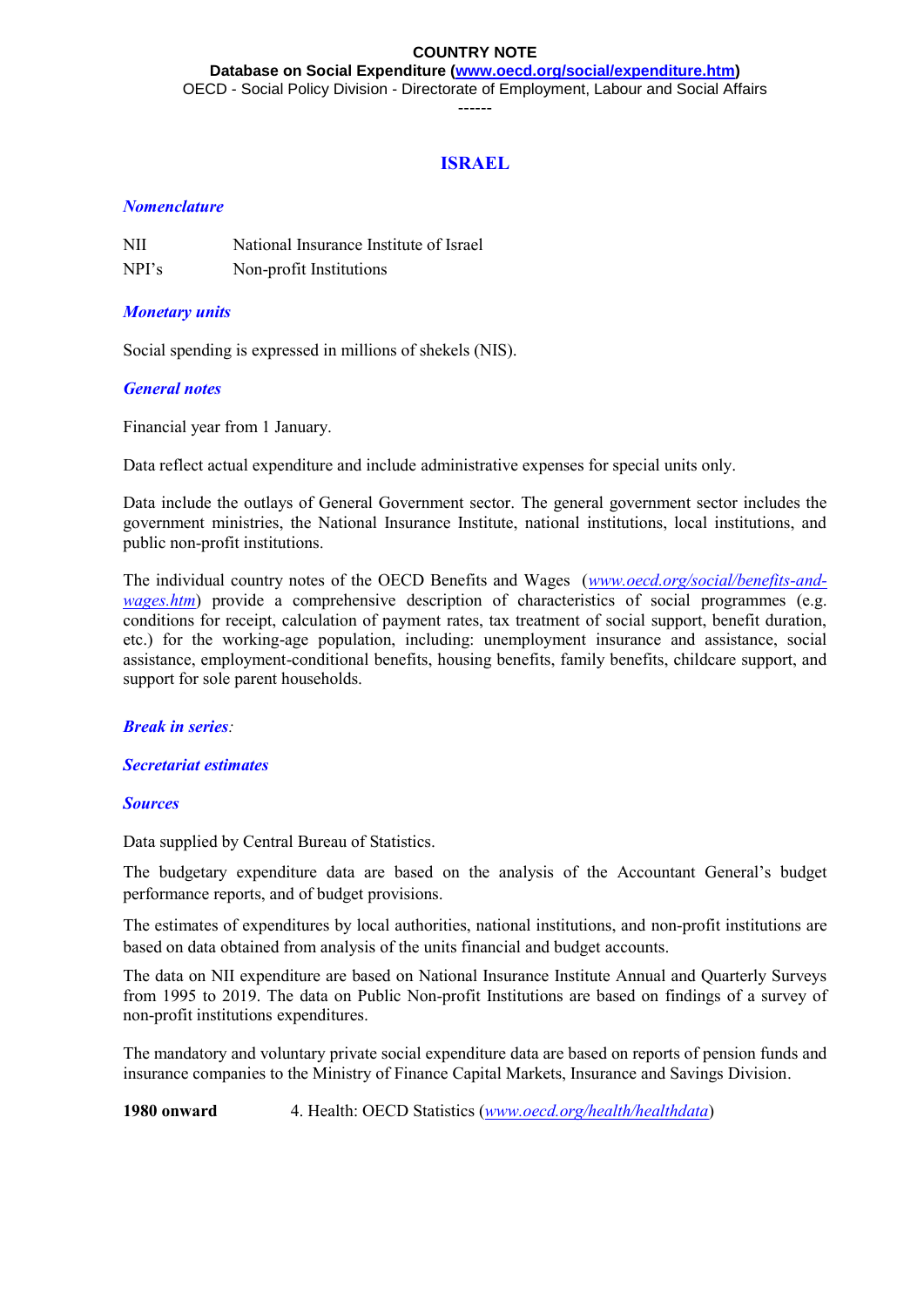**COUNTRY NOTE**

**Database on Social Expenditure ([www.oecd.org/social/expenditure.htm](www.oecd.org/social/expenditure.htm))**

OECD - Social Policy Division - Directorate of Employment, Labour and Social Affairs

------

# ISRAEL

## *Nomenclature*

| | |
|---|---|
| NII | National Insurance Institute of Israel |
| NPI's | Non-profit Institutions |

## *Monetary units*

Social spending is expressed in millions of shekels (NIS).

## *General notes*

Financial year from 1 January.

Data reflect actual expenditure and include administrative expenses for special units only.

Data include the outlays of General Government sector. The general government sector includes the government ministries, the National Insurance Institute, national institutions, local institutions, and public non-profit institutions.

The individual country notes of the OECD Benefits and Wages (*[www.oecd.org/social/benefits-and-wages.htm](www.oecd.org/social/benefits-and-wages.htm)*) provide a comprehensive description of characteristics of social programmes (e.g. conditions for receipt, calculation of payment rates, tax treatment of social support, benefit duration, etc.) for the working-age population, including: unemployment insurance and assistance, social assistance, employment-conditional benefits, housing benefits, family benefits, childcare support, and support for sole parent households.

## *Break in series*:

## *Secretariat estimates*

## *Sources*

Data supplied by Central Bureau of Statistics.

The budgetary expenditure data are based on the analysis of the Accountant General's budget performance reports, and of budget provisions.

The estimates of expenditures by local authorities, national institutions, and non-profit institutions are based on data obtained from analysis of the units financial and budget accounts.

The data on NII expenditure are based on National Insurance Institute Annual and Quarterly Surveys from 1995 to 2019. The data on Public Non-profit Institutions are based on findings of a survey of non-profit institutions expenditures.

The mandatory and voluntary private social expenditure data are based on reports of pension funds and insurance companies to the Ministry of Finance Capital Markets, Insurance and Savings Division.

**1980 onward** 4. Health: OECD Statistics (*[www.oecd.org/health/healthdata](www.oecd.org/health/healthdata)*)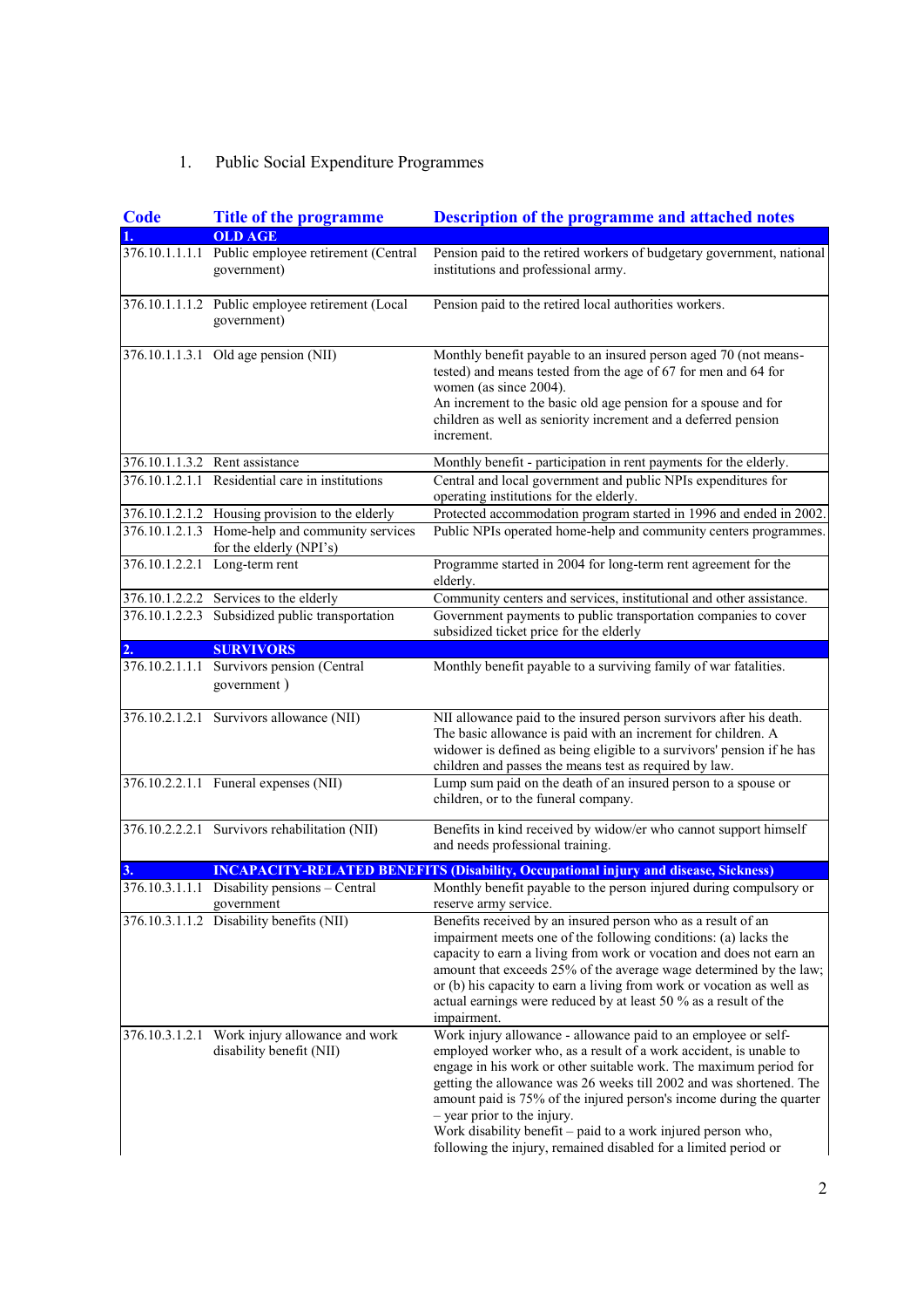1. Public Social Expenditure Programmes

| Code | Title of the programme | Description of the programme and attached notes |
|---|---|---|
| **1.** | **OLD AGE** | |
| 376.10.1.1.1.1 | Public employee retirement (Central government) | Pension paid to the retired workers of budgetary government, national institutions and professional army. |
| 376.10.1.1.1.2 | Public employee retirement (Local government) | Pension paid to the retired local authorities workers. |
| 376.10.1.1.3.1 | Old age pension (NII) | Monthly benefit payable to an insured person aged 70 (not means-tested) and means tested from the age of 67 for men and 64 for women (as since 2004). An increment to the basic old age pension for a spouse and for children as well as seniority increment and a deferred pension increment. |
| 376.10.1.1.3.2 | Rent assistance | Monthly benefit - participation in rent payments for the elderly. |
| 376.10.1.2.1.1 | Residential care in institutions | Central and local government and public NPIs expenditures for operating institutions for the elderly. |
| 376.10.1.2.1.2 | Housing provision to the elderly | Protected accommodation program started in 1996 and ended in 2002. |
| 376.10.1.2.1.3 | Home-help and community services for the elderly (NPI's) | Public NPIs operated home-help and community centers programmes. |
| 376.10.1.2.2.1 | Long-term rent | Programme started in 2004 for long-term rent agreement for the elderly. |
| 376.10.1.2.2.2 | Services to the elderly | Community centers and services, institutional and other assistance. |
| 376.10.1.2.2.3 | Subsidized public transportation | Government payments to public transportation companies to cover subsidized ticket price for the elderly |
| **2.** | **SURVIVORS** | |
| 376.10.2.1.1.1 | Survivors pension (Central government ) | Monthly benefit payable to a surviving family of war fatalities. |
| 376.10.2.1.2.1 | Survivors allowance (NII) | NII allowance paid to the insured person survivors after his death. The basic allowance is paid with an increment for children. A widower is defined as being eligible to a survivors' pension if he has children and passes the means test as required by law. |
| 376.10.2.2.1.1 | Funeral expenses (NII) | Lump sum paid on the death of an insured person to a spouse or children, or to the funeral company. |
| 376.10.2.2.2.1 | Survivors rehabilitation (NII) | Benefits in kind received by widow/er who cannot support himself and needs professional training. |
| **3.** | **INCAPACITY-RELATED BENEFITS (Disability, Occupational injury and disease, Sickness)** | |
| 376.10.3.1.1.1 | Disability pensions – Central government | Monthly benefit payable to the person injured during compulsory or reserve army service. |
| 376.10.3.1.1.2 | Disability benefits (NII) | Benefits received by an insured person who as a result of an impairment meets one of the following conditions: (a) lacks the capacity to earn a living from work or vocation and does not earn an amount that exceeds 25% of the average wage determined by the law; or (b) his capacity to earn a living from work or vocation as well as actual earnings were reduced by at least 50 % as a result of the impairment. |
| 376.10.3.1.2.1 | Work injury allowance and work disability benefit (NII) | Work injury allowance - allowance paid to an employee or self-employed worker who, as a result of a work accident, is unable to engage in his work or other suitable work. The maximum period for getting the allowance was 26 weeks till 2002 and was shortened. The amount paid is 75% of the injured person's income during the quarter – year prior to the injury. Work disability benefit – paid to a work injured person who, following the injury, remained disabled for a limited period or |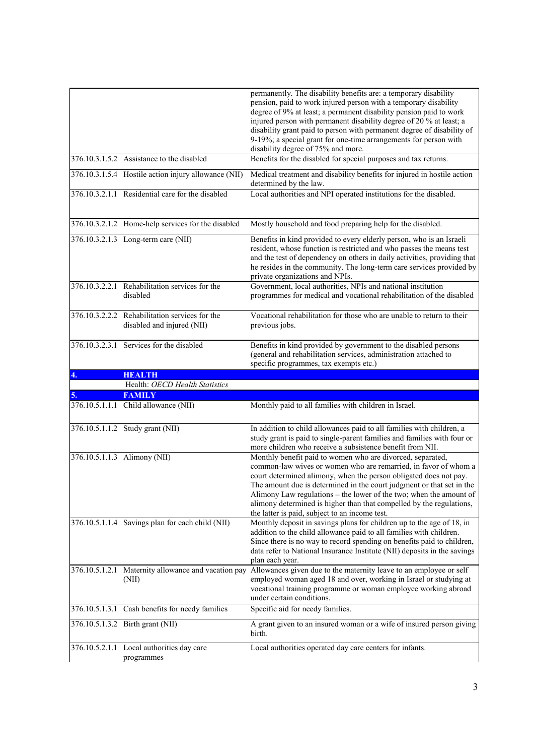| | | |
|---|---|---|
| | | permanently. The disability benefits are: a temporary disability pension, paid to work injured person with a temporary disability degree of 9% at least; a permanent disability pension paid to work injured person with permanent disability degree of 20 % at least; a disability grant paid to person with permanent degree of disability of 9-19%; a special grant for one-time arrangements for person with disability degree of 75% and more. |
| 376.10.3.1.5.2 | Assistance to the disabled | Benefits for the disabled for special purposes and tax returns. |
| 376.10.3.1.5.4 | Hostile action injury allowance (NII) | Medical treatment and disability benefits for injured in hostile action determined by the law. |
| 376.10.3.2.1.1 | Residential care for the disabled | Local authorities and NPI operated institutions for the disabled. |
| 376.10.3.2.1.2 | Home-help services for the disabled | Mostly household and food preparing help for the disabled. |
| 376.10.3.2.1.3 | Long-term care (NII) | Benefits in kind provided to every elderly person, who is an Israeli resident, whose function is restricted and who passes the means test and the test of dependency on others in daily activities, providing that he resides in the community. The long-term care services provided by private organizations and NPIs. |
| 376.10.3.2.2.1 | Rehabilitation services for the disabled | Government, local authorities, NPIs and national institution programmes for medical and vocational rehabilitation of the disabled |
| 376.10.3.2.2.2 | Rehabilitation services for the disabled and injured (NII) | Vocational rehabilitation for those who are unable to return to their previous jobs. |
| 376.10.3.2.3.1 | Services for the disabled | Benefits in kind provided by government to the disabled persons (general and rehabilitation services, administration attached to specific programmes, tax exempts etc.) |
| **4.** | **HEALTH** | |
| | Health: *OECD Health Statistics* | |
| **5.** | **FAMILY** | |
| 376.10.5.1.1.1 | Child allowance (NII) | Monthly paid to all families with children in Israel. |
| 376.10.5.1.1.2 | Study grant (NII) | In addition to child allowances paid to all families with children, a study grant is paid to single-parent families and families with four or more children who receive a subsistence benefit from NII. |
| 376.10.5.1.1.3 | Alimony (NII) | Monthly benefit paid to women who are divorced, separated, common-law wives or women who are remarried, in favor of whom a court determined alimony, when the person obligated does not pay. The amount due is determined in the court judgment or that set in the Alimony Law regulations – the lower of the two; when the amount of alimony determined is higher than that compelled by the regulations, the latter is paid, subject to an income test. |
| 376.10.5.1.1.4 | Savings plan for each child (NII) | Monthly deposit in savings plans for children up to the age of 18, in addition to the child allowance paid to all families with children. Since there is no way to record spending on benefits paid to children, data refer to National Insurance Institute (NII) deposits in the savings plan each year. |
| 376.10.5.1.2.1 | Maternity allowance and vacation pay (NII) | Allowances given due to the maternity leave to an employee or self employed woman aged 18 and over, working in Israel or studying at vocational training programme or woman employee working abroad under certain conditions. |
| 376.10.5.1.3.1 | Cash benefits for needy families | Specific aid for needy families. |
| 376.10.5.1.3.2 | Birth grant (NII) | A grant given to an insured woman or a wife of insured person giving birth. |
| 376.10.5.2.1.1 | Local authorities day care programmes | Local authorities operated day care centers for infants. |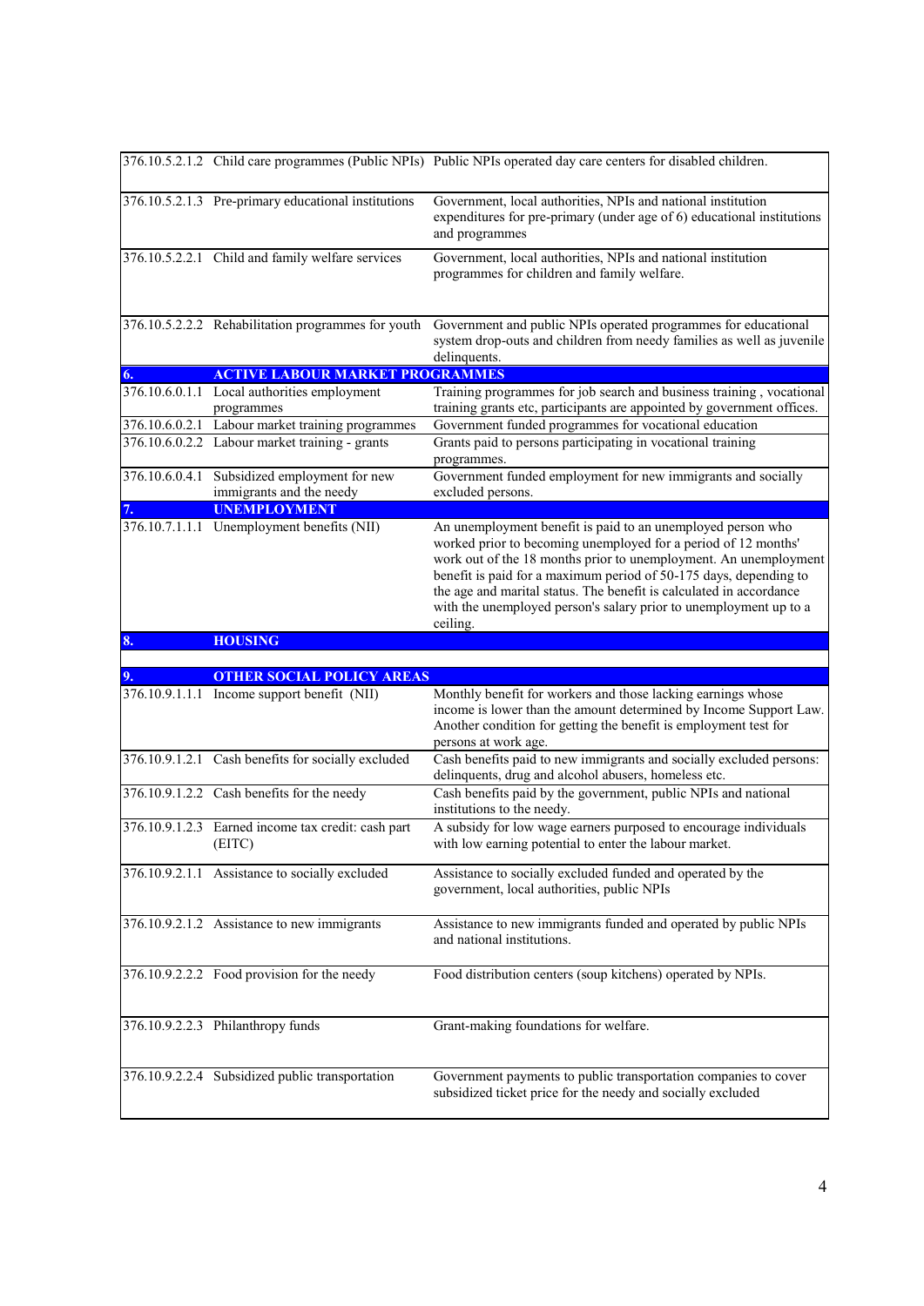| | | |
|---|---|---|
| 376.10.5.2.1.2 | Child care programmes (Public NPIs) | Public NPIs operated day care centers for disabled children. |
| 376.10.5.2.1.3 | Pre-primary educational institutions | Government, local authorities, NPIs and national institution expenditures for pre-primary (under age of 6) educational institutions and programmes |
| 376.10.5.2.2.1 | Child and family welfare services | Government, local authorities, NPIs and national institution programmes for children and family welfare. |
| 376.10.5.2.2.2 | Rehabilitation programmes for youth | Government and public NPIs operated programmes for educational system drop-outs and children from needy families as well as juvenile delinquents. |
| **6.** | **ACTIVE LABOUR MARKET PROGRAMMES** | |
| 376.10.6.0.1.1 | Local authorities employment programmes | Training programmes for job search and business training , vocational training grants etc, participants are appointed by government offices. |
| 376.10.6.0.2.1 | Labour market training programmes | Government funded programmes for vocational education |
| 376.10.6.0.2.2 | Labour market training - grants | Grants paid to persons participating in vocational training programmes. |
| 376.10.6.0.4.1 | Subsidized employment for new immigrants and the needy | Government funded employment for new immigrants and socially excluded persons. |
| **7.** | **UNEMPLOYMENT** | |
| 376.10.7.1.1.1 | Unemployment benefits (NII) | An unemployment benefit is paid to an unemployed person who worked prior to becoming unemployed for a period of 12 months' work out of the 18 months prior to unemployment. An unemployment benefit is paid for a maximum period of 50-175 days, depending to the age and marital status. The benefit is calculated in accordance with the unemployed person's salary prior to unemployment up to a ceiling. |
| **8.** | **HOUSING** | |
| | | |
| **9.** | **OTHER SOCIAL POLICY AREAS** | |
| 376.10.9.1.1.1 | Income support benefit (NII) | Monthly benefit for workers and those lacking earnings whose income is lower than the amount determined by Income Support Law. Another condition for getting the benefit is employment test for persons at work age. |
| 376.10.9.1.2.1 | Cash benefits for socially excluded | Cash benefits paid to new immigrants and socially excluded persons: delinquents, drug and alcohol abusers, homeless etc. |
| 376.10.9.1.2.2 | Cash benefits for the needy | Cash benefits paid by the government, public NPIs and national institutions to the needy. |
| 376.10.9.1.2.3 | Earned income tax credit: cash part (EITC) | A subsidy for low wage earners purposed to encourage individuals with low earning potential to enter the labour market. |
| 376.10.9.2.1.1 | Assistance to socially excluded | Assistance to socially excluded funded and operated by the government, local authorities, public NPIs |
| 376.10.9.2.1.2 | Assistance to new immigrants | Assistance to new immigrants funded and operated by public NPIs and national institutions. |
| 376.10.9.2.2.2 | Food provision for the needy | Food distribution centers (soup kitchens) operated by NPIs. |
| 376.10.9.2.2.3 | Philanthropy funds | Grant-making foundations for welfare. |
| 376.10.9.2.2.4 | Subsidized public transportation | Government payments to public transportation companies to cover subsidized ticket price for the needy and socially excluded |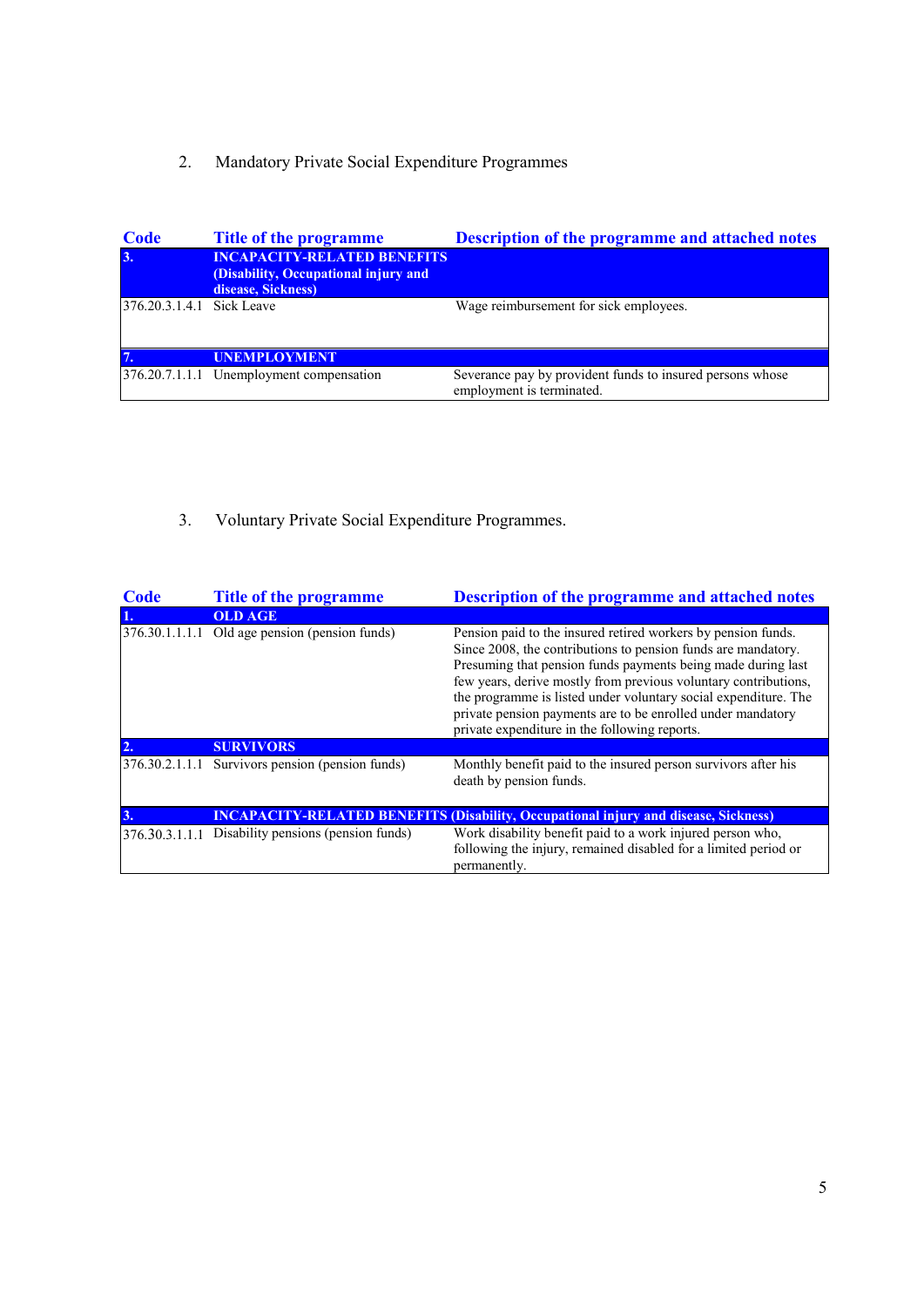2. Mandatory Private Social Expenditure Programmes

| Code | Title of the programme | Description of the programme and attached notes |
|---|---|---|
| **3.** | **INCAPACITY-RELATED BENEFITS (Disability, Occupational injury and disease, Sickness)** | |
| 376.20.3.1.4.1 | Sick Leave | Wage reimbursement for sick employees. |
| **7.** | **UNEMPLOYMENT** | |
| 376.20.7.1.1.1 | Unemployment compensation | Severance pay by provident funds to insured persons whose employment is terminated. |

3. Voluntary Private Social Expenditure Programmes.

| Code | Title of the programme | Description of the programme and attached notes |
|---|---|---|
| **1.** | **OLD AGE** | |
| 376.30.1.1.1.1 | Old age pension (pension funds) | Pension paid to the insured retired workers by pension funds. Since 2008, the contributions to pension funds are mandatory. Presuming that pension funds payments being made during last few years, derive mostly from previous voluntary contributions, the programme is listed under voluntary social expenditure. The private pension payments are to be enrolled under mandatory private expenditure in the following reports. |
| **2.** | **SURVIVORS** | |
| 376.30.2.1.1.1 | Survivors pension (pension funds) | Monthly benefit paid to the insured person survivors after his death by pension funds. |
| **3.** | **INCAPACITY-RELATED BENEFITS (Disability, Occupational injury and disease, Sickness)** | |
| 376.30.3.1.1.1 | Disability pensions (pension funds) | Work disability benefit paid to a work injured person who, following the injury, remained disabled for a limited period or permanently. |